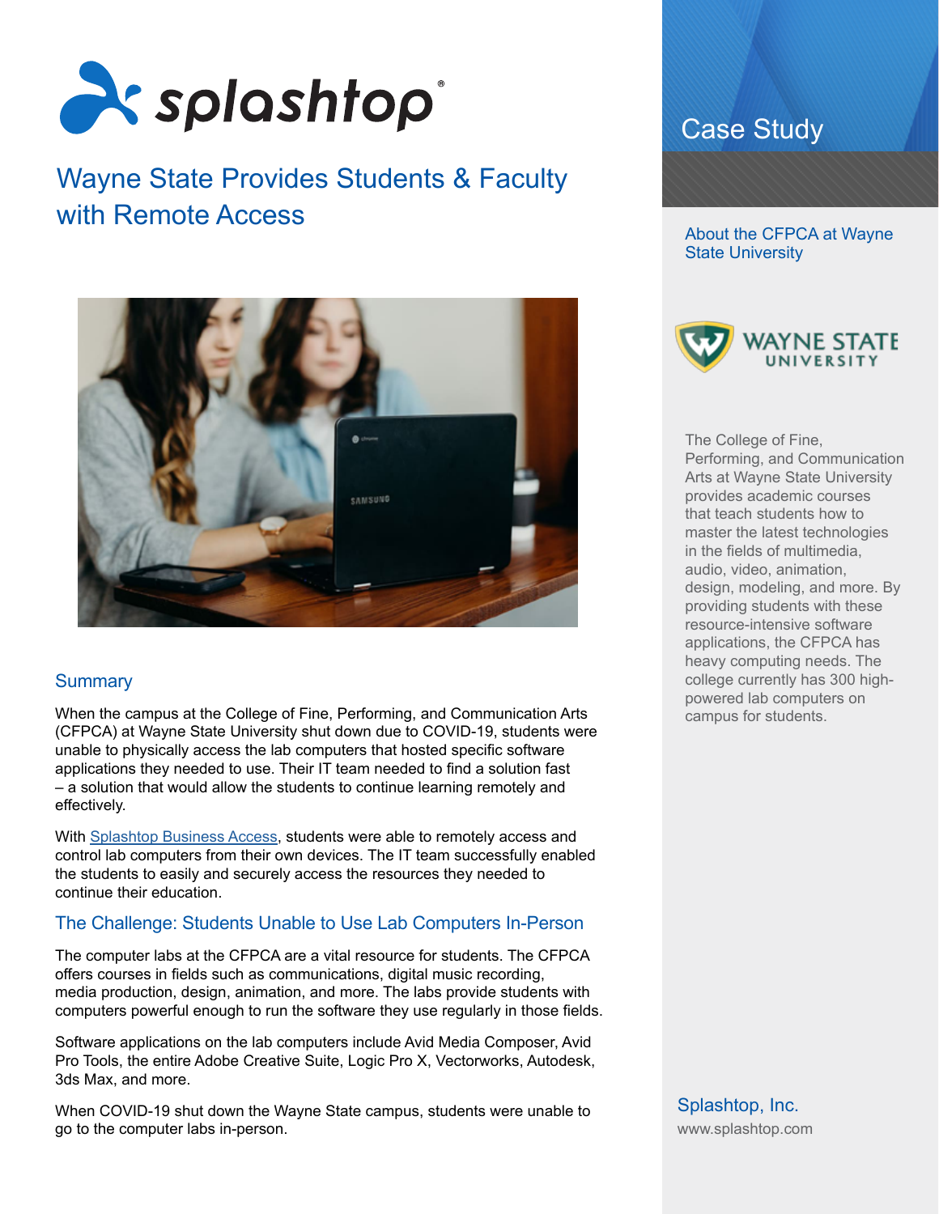# Wayne State Provides Students & Faculty with Remote Access

## Summary

When the campus at the College of Fine, Performing, and Communication Arts (CFPCA) at Wayne State University shut down due to COVID-19, students were unable to physically access the lab computers that hosted specific software applications they needed to use. Their IT team needed to find a solution fast – a solution that would allow the students to continue learning remotely and effectively.

With Splashtop Business Access, students were able to remotely access and control lab computers from their own devices. The IT team successfully enabled the students to easily and securely access the resources they needed to continue their education.

## The Challenge: Students Unable to Use Lab Computers In-Person

The computer labs at the CFPCA are a vital resource for students. The CFPCA offers courses in fields such as communications, digital music recording, media production, design, animation, and more. The labs provide students with computers powerful enough to run the software they use regularly in those fields.

Software applications on the lab computers include Avid Media Composer, Avid Pro Tools, the entire Adobe Creative Suite, Logic Pro X, Vectorworks, Autodesk, 3ds Max, and more.

When COVID-19 shut down the Wayne State campus, students were unable to go to the computer labs in-person.

## Case Study

### About the CFPCA at Wayne State University

The College of Fine, Performing, and Communication Arts at Wayne State University provides academic courses that teach students how to master the latest technologies in the fields of multimedia, audio, video, animation, design, modeling, and more. By providing students with these resource-intensive software applications, the CFPCA has heavy computing needs. The college currently has 300 high-powered lab computers on campus for students.

Splashtop, Inc.
www.splashtop.com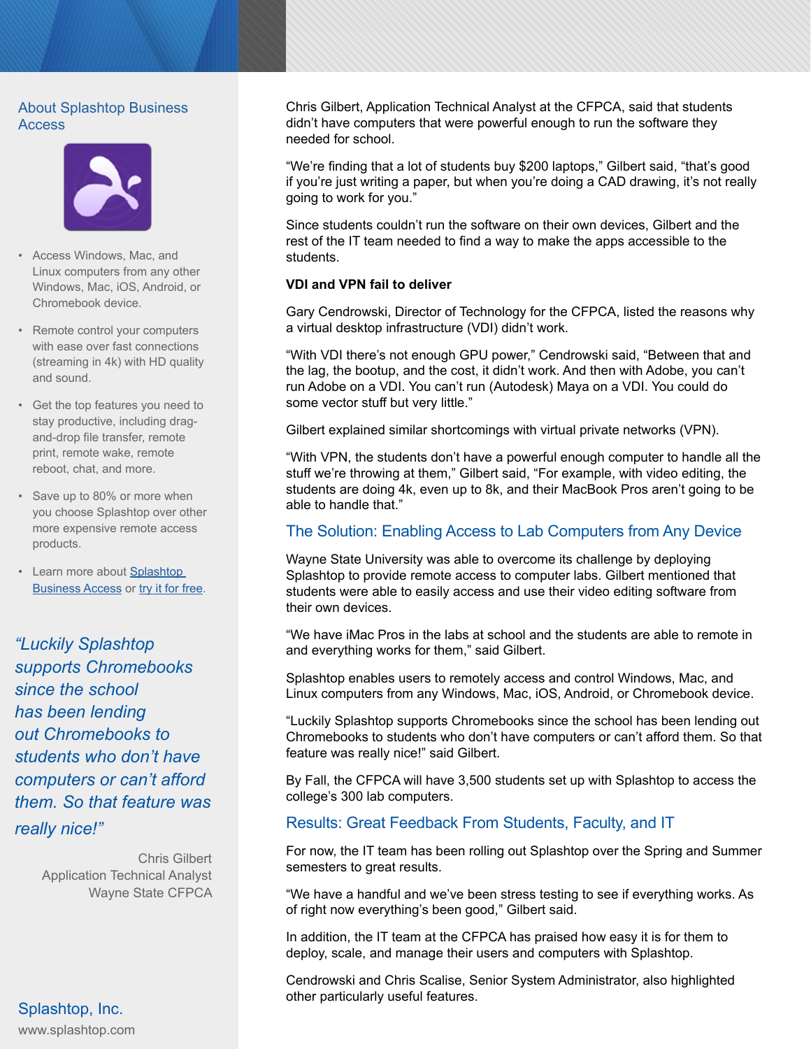## About Splashtop Business Access

- Access Windows, Mac, and Linux computers from any other Windows, Mac, iOS, Android, or Chromebook device.
- Remote control your computers with ease over fast connections (streaming in 4k) with HD quality and sound.
- Get the top features you need to stay productive, including drag-and-drop file transfer, remote print, remote wake, remote reboot, chat, and more.
- Save up to 80% or more when you choose Splashtop over other more expensive remote access products.
- Learn more about [Splashtop Business Access]() or [try it for free]().

*"Luckily Splashtop supports Chromebooks since the school has been lending out Chromebooks to students who don't have computers or can't afford them. So that feature was really nice!"*

Chris Gilbert
Application Technical Analyst
Wayne State CFPCA

Splashtop, Inc.
www.splashtop.com

Chris Gilbert, Application Technical Analyst at the CFPCA, said that students didn't have computers that were powerful enough to run the software they needed for school.

"We're finding that a lot of students buy $200 laptops," Gilbert said, "that's good if you're just writing a paper, but when you're doing a CAD drawing, it's not really going to work for you."

Since students couldn't run the software on their own devices, Gilbert and the rest of the IT team needed to find a way to make the apps accessible to the students.

**VDI and VPN fail to deliver**

Gary Cendrowski, Director of Technology for the CFPCA, listed the reasons why a virtual desktop infrastructure (VDI) didn't work.

"With VDI there's not enough GPU power," Cendrowski said, "Between that and the lag, the bootup, and the cost, it didn't work. And then with Adobe, you can't run Adobe on a VDI. You can't run (Autodesk) Maya on a VDI. You could do some vector stuff but very little."

Gilbert explained similar shortcomings with virtual private networks (VPN).

"With VPN, the students don't have a powerful enough computer to handle all the stuff we're throwing at them," Gilbert said, "For example, with video editing, the students are doing 4k, even up to 8k, and their MacBook Pros aren't going to be able to handle that."

## The Solution: Enabling Access to Lab Computers from Any Device

Wayne State University was able to overcome its challenge by deploying Splashtop to provide remote access to computer labs. Gilbert mentioned that students were able to easily access and use their video editing software from their own devices.

"We have iMac Pros in the labs at school and the students are able to remote in and everything works for them," said Gilbert.

Splashtop enables users to remotely access and control Windows, Mac, and Linux computers from any Windows, Mac, iOS, Android, or Chromebook device.

"Luckily Splashtop supports Chromebooks since the school has been lending out Chromebooks to students who don't have computers or can't afford them. So that feature was really nice!" said Gilbert.

By Fall, the CFPCA will have 3,500 students set up with Splashtop to access the college's 300 lab computers.

## Results: Great Feedback From Students, Faculty, and IT

For now, the IT team has been rolling out Splashtop over the Spring and Summer semesters to great results.

"We have a handful and we've been stress testing to see if everything works. As of right now everything's been good," Gilbert said.

In addition, the IT team at the CFPCA has praised how easy it is for them to deploy, scale, and manage their users and computers with Splashtop.

Cendrowski and Chris Scalise, Senior System Administrator, also highlighted other particularly useful features.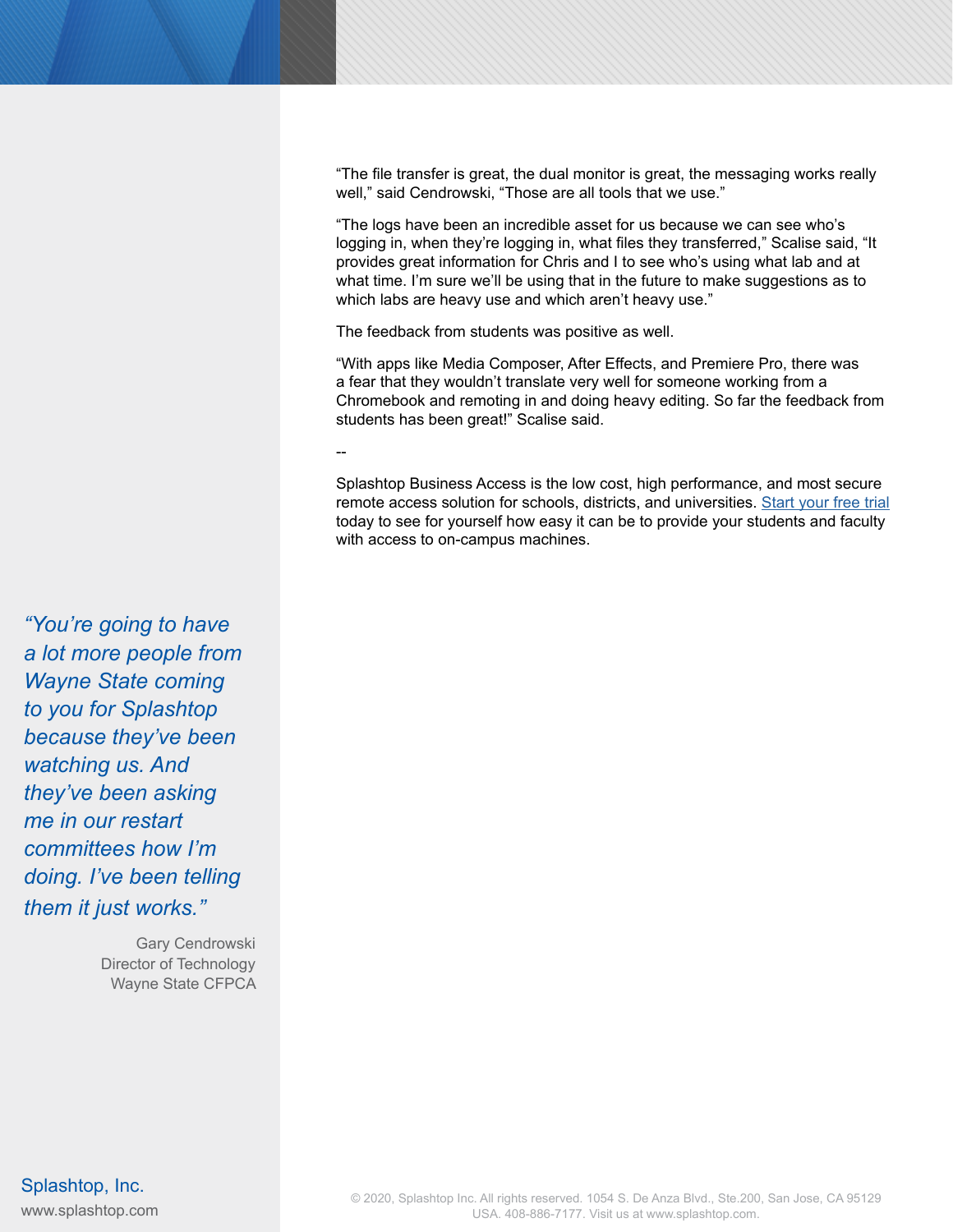"The file transfer is great, the dual monitor is great, the messaging works really well," said Cendrowski, "Those are all tools that we use."

"The logs have been an incredible asset for us because we can see who's logging in, when they're logging in, what files they transferred," Scalise said, "It provides great information for Chris and I to see who's using what lab and at what time. I'm sure we'll be using that in the future to make suggestions as to which labs are heavy use and which aren't heavy use."

The feedback from students was positive as well.

"With apps like Media Composer, After Effects, and Premiere Pro, there was a fear that they wouldn't translate very well for someone working from a Chromebook and remoting in and doing heavy editing. So far the feedback from students has been great!" Scalise said.

--

Splashtop Business Access is the low cost, high performance, and most secure remote access solution for schools, districts, and universities. Start your free trial today to see for yourself how easy it can be to provide your students and faculty with access to on-campus machines.

*"You're going to have a lot more people from Wayne State coming to you for Splashtop because they've been watching us. And they've been asking me in our restart committees how I'm doing. I've been telling them it just works."*

Gary Cendrowski
Director of Technology
Wayne State CFPCA

Splashtop, Inc.
www.splashtop.com

© 2020, Splashtop Inc. All rights reserved. 1054 S. De Anza Blvd., Ste.200, San Jose, CA 95129 USA. 408-886-7177. Visit us at www.splashtop.com.